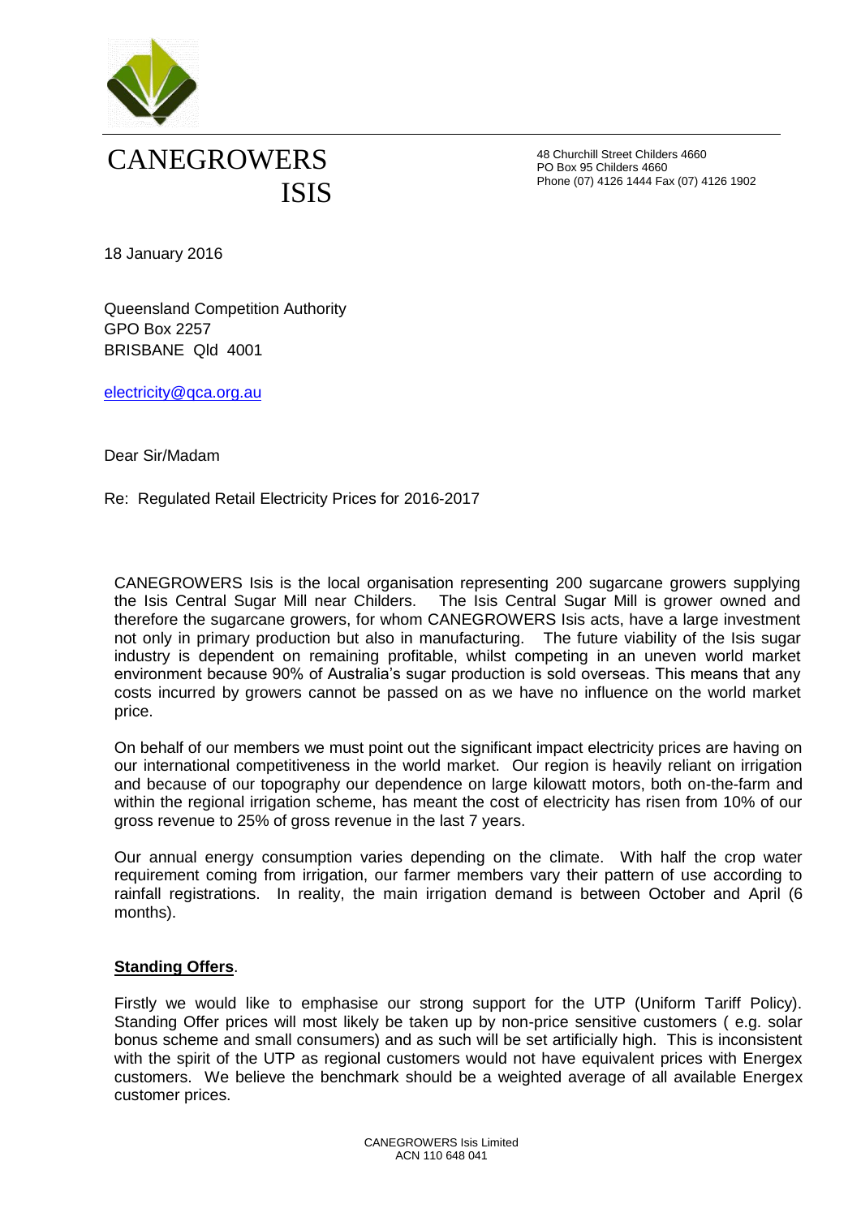# CANEGROWERS ISIS

48 Churchill Street Childers 4660
PO Box 95 Childers 4660
Phone (07) 4126 1444 Fax (07) 4126 1902

18 January 2016

Queensland Competition Authority
GPO Box 2257
BRISBANE Qld 4001

electricity@qca.org.au

Dear Sir/Madam

Re: Regulated Retail Electricity Prices for 2016-2017

CANEGROWERS Isis is the local organisation representing 200 sugarcane growers supplying the Isis Central Sugar Mill near Childers. The Isis Central Sugar Mill is grower owned and therefore the sugarcane growers, for whom CANEGROWERS Isis acts, have a large investment not only in primary production but also in manufacturing. The future viability of the Isis sugar industry is dependent on remaining profitable, whilst competing in an uneven world market environment because 90% of Australia's sugar production is sold overseas. This means that any costs incurred by growers cannot be passed on as we have no influence on the world market price.

On behalf of our members we must point out the significant impact electricity prices are having on our international competitiveness in the world market. Our region is heavily reliant on irrigation and because of our topography our dependence on large kilowatt motors, both on-the-farm and within the regional irrigation scheme, has meant the cost of electricity has risen from 10% of our gross revenue to 25% of gross revenue in the last 7 years.

Our annual energy consumption varies depending on the climate. With half the crop water requirement coming from irrigation, our farmer members vary their pattern of use according to rainfall registrations. In reality, the main irrigation demand is between October and April (6 months).

## **Standing Offers**.

Firstly we would like to emphasise our strong support for the UTP (Uniform Tariff Policy). Standing Offer prices will most likely be taken up by non-price sensitive customers ( e.g. solar bonus scheme and small consumers) and as such will be set artificially high. This is inconsistent with the spirit of the UTP as regional customers would not have equivalent prices with Energex customers. We believe the benchmark should be a weighted average of all available Energex customer prices.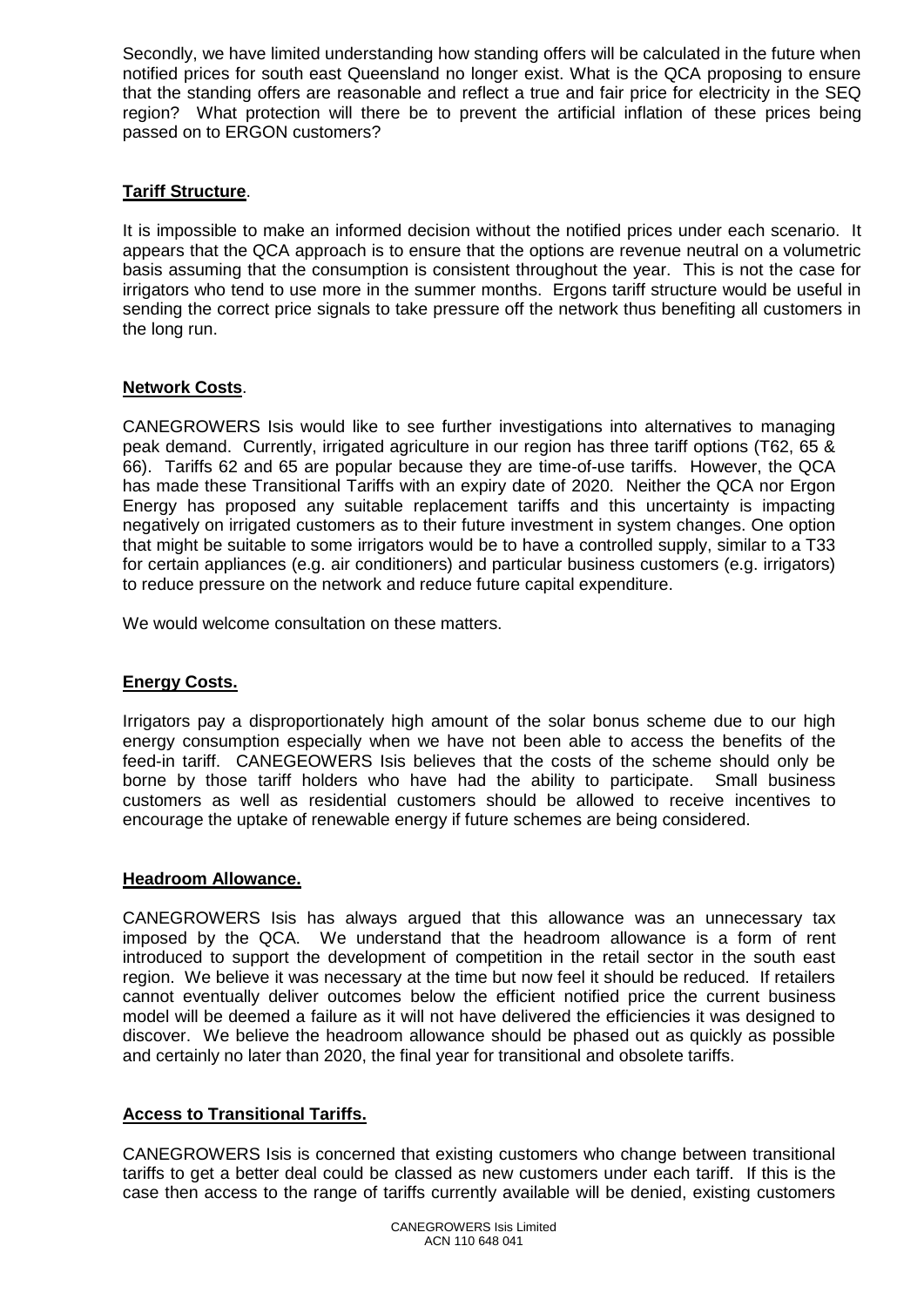Secondly, we have limited understanding how standing offers will be calculated in the future when notified prices for south east Queensland no longer exist. What is the QCA proposing to ensure that the standing offers are reasonable and reflect a true and fair price for electricity in the SEQ region? What protection will there be to prevent the artificial inflation of these prices being passed on to ERGON customers?

**Tariff Structure**.

It is impossible to make an informed decision without the notified prices under each scenario. It appears that the QCA approach is to ensure that the options are revenue neutral on a volumetric basis assuming that the consumption is consistent throughout the year. This is not the case for irrigators who tend to use more in the summer months. Ergons tariff structure would be useful in sending the correct price signals to take pressure off the network thus benefiting all customers in the long run.

**Network Costs**.

CANEGROWERS Isis would like to see further investigations into alternatives to managing peak demand. Currently, irrigated agriculture in our region has three tariff options (T62, 65 & 66). Tariffs 62 and 65 are popular because they are time-of-use tariffs. However, the QCA has made these Transitional Tariffs with an expiry date of 2020. Neither the QCA nor Ergon Energy has proposed any suitable replacement tariffs and this uncertainty is impacting negatively on irrigated customers as to their future investment in system changes. One option that might be suitable to some irrigators would be to have a controlled supply, similar to a T33 for certain appliances (e.g. air conditioners) and particular business customers (e.g. irrigators) to reduce pressure on the network and reduce future capital expenditure.

We would welcome consultation on these matters.

**Energy Costs.**

Irrigators pay a disproportionately high amount of the solar bonus scheme due to our high energy consumption especially when we have not been able to access the benefits of the feed-in tariff. CANEGEOWERS Isis believes that the costs of the scheme should only be borne by those tariff holders who have had the ability to participate. Small business customers as well as residential customers should be allowed to receive incentives to encourage the uptake of renewable energy if future schemes are being considered.

**Headroom Allowance.**

CANEGROWERS Isis has always argued that this allowance was an unnecessary tax imposed by the QCA. We understand that the headroom allowance is a form of rent introduced to support the development of competition in the retail sector in the south east region. We believe it was necessary at the time but now feel it should be reduced. If retailers cannot eventually deliver outcomes below the efficient notified price the current business model will be deemed a failure as it will not have delivered the efficiencies it was designed to discover. We believe the headroom allowance should be phased out as quickly as possible and certainly no later than 2020, the final year for transitional and obsolete tariffs.

**Access to Transitional Tariffs.**

CANEGROWERS Isis is concerned that existing customers who change between transitional tariffs to get a better deal could be classed as new customers under each tariff. If this is the case then access to the range of tariffs currently available will be denied, existing customers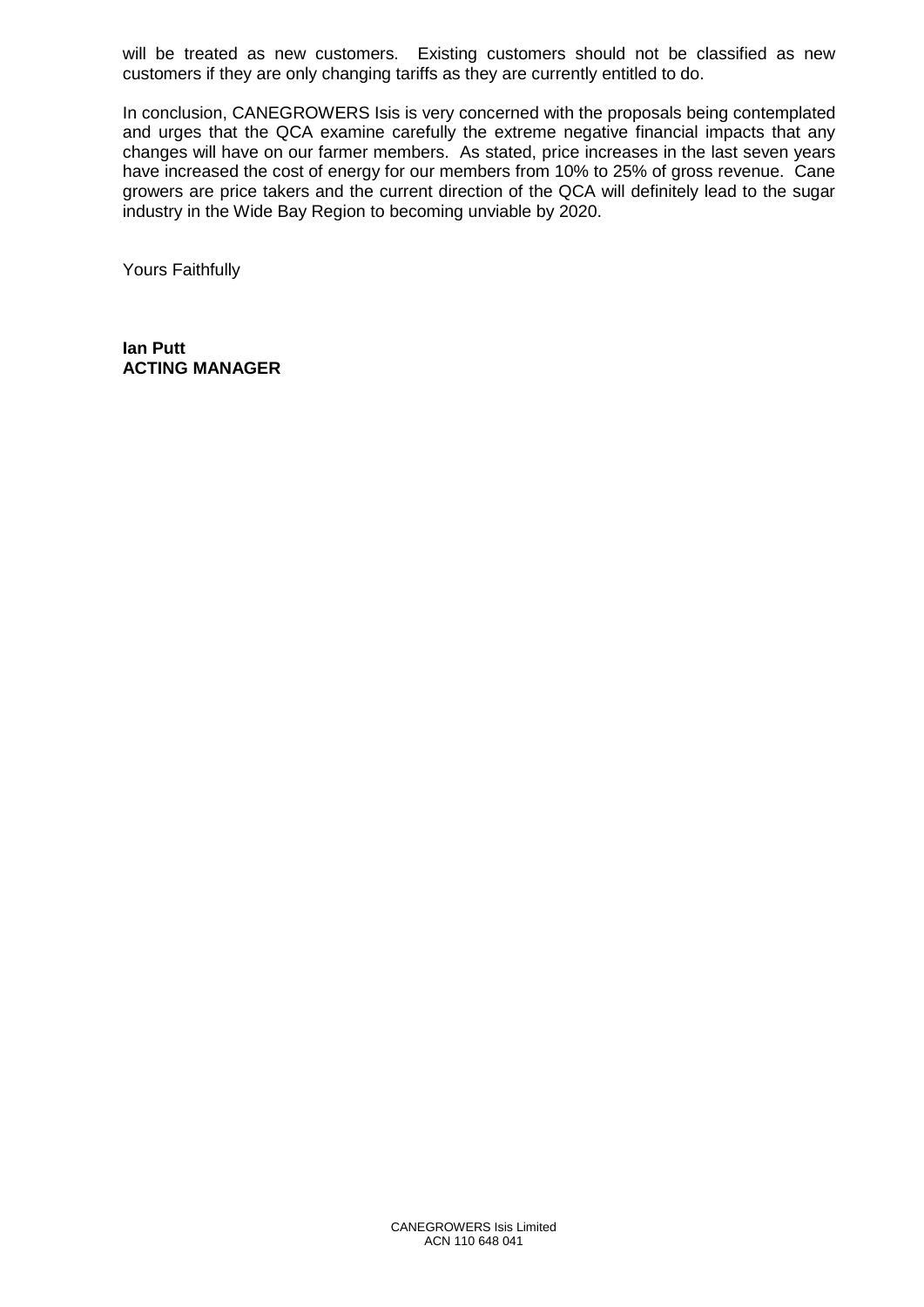will be treated as new customers. Existing customers should not be classified as new customers if they are only changing tariffs as they are currently entitled to do.

In conclusion, CANEGROWERS Isis is very concerned with the proposals being contemplated and urges that the QCA examine carefully the extreme negative financial impacts that any changes will have on our farmer members. As stated, price increases in the last seven years have increased the cost of energy for our members from 10% to 25% of gross revenue. Cane growers are price takers and the current direction of the QCA will definitely lead to the sugar industry in the Wide Bay Region to becoming unviable by 2020.

Yours Faithfully

**Ian Putt**
**ACTING MANAGER**

CANEGROWERS Isis Limited
ACN 110 648 041